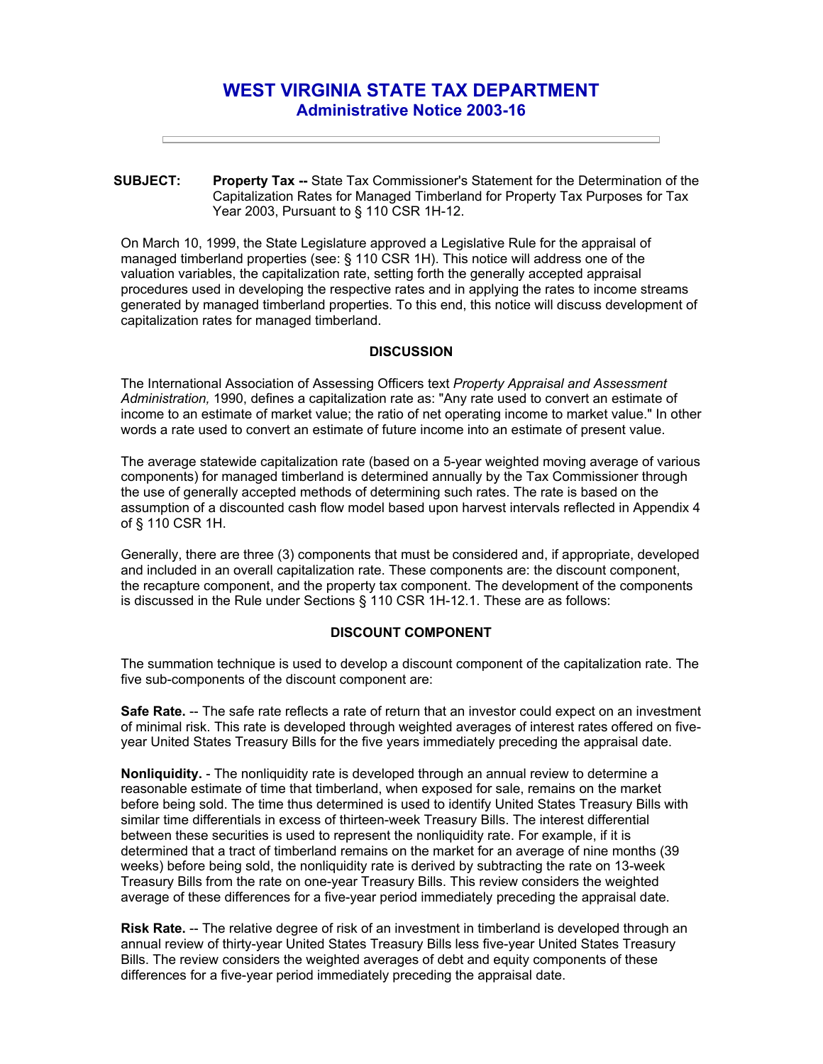# WEST VIRGINIA STATE TAX DEPARTMENT

## Administrative Notice 2003-16

**SUBJECT:** **Property Tax --** State Tax Commissioner's Statement for the Determination of the Capitalization Rates for Managed Timberland for Property Tax Purposes for Tax Year 2003, Pursuant to § 110 CSR 1H-12.

On March 10, 1999, the State Legislature approved a Legislative Rule for the appraisal of managed timberland properties (see: § 110 CSR 1H). This notice will address one of the valuation variables, the capitalization rate, setting forth the generally accepted appraisal procedures used in developing the respective rates and in applying the rates to income streams generated by managed timberland properties. To this end, this notice will discuss development of capitalization rates for managed timberland.

### DISCUSSION

The International Association of Assessing Officers text *Property Appraisal and Assessment Administration,* 1990, defines a capitalization rate as: "Any rate used to convert an estimate of income to an estimate of market value; the ratio of net operating income to market value." In other words a rate used to convert an estimate of future income into an estimate of present value.

The average statewide capitalization rate (based on a 5-year weighted moving average of various components) for managed timberland is determined annually by the Tax Commissioner through the use of generally accepted methods of determining such rates. The rate is based on the assumption of a discounted cash flow model based upon harvest intervals reflected in Appendix 4 of § 110 CSR 1H.

Generally, there are three (3) components that must be considered and, if appropriate, developed and included in an overall capitalization rate. These components are: the discount component, the recapture component, and the property tax component. The development of the components is discussed in the Rule under Sections § 110 CSR 1H-12.1. These are as follows:

### DISCOUNT COMPONENT

The summation technique is used to develop a discount component of the capitalization rate. The five sub-components of the discount component are:

**Safe Rate.** -- The safe rate reflects a rate of return that an investor could expect on an investment of minimal risk. This rate is developed through weighted averages of interest rates offered on five-year United States Treasury Bills for the five years immediately preceding the appraisal date.

**Nonliquidity.** - The nonliquidity rate is developed through an annual review to determine a reasonable estimate of time that timberland, when exposed for sale, remains on the market before being sold. The time thus determined is used to identify United States Treasury Bills with similar time differentials in excess of thirteen-week Treasury Bills. The interest differential between these securities is used to represent the nonliquidity rate. For example, if it is determined that a tract of timberland remains on the market for an average of nine months (39 weeks) before being sold, the nonliquidity rate is derived by subtracting the rate on 13-week Treasury Bills from the rate on one-year Treasury Bills. This review considers the weighted average of these differences for a five-year period immediately preceding the appraisal date.

**Risk Rate.** -- The relative degree of risk of an investment in timberland is developed through an annual review of thirty-year United States Treasury Bills less five-year United States Treasury Bills. The review considers the weighted averages of debt and equity components of these differences for a five-year period immediately preceding the appraisal date.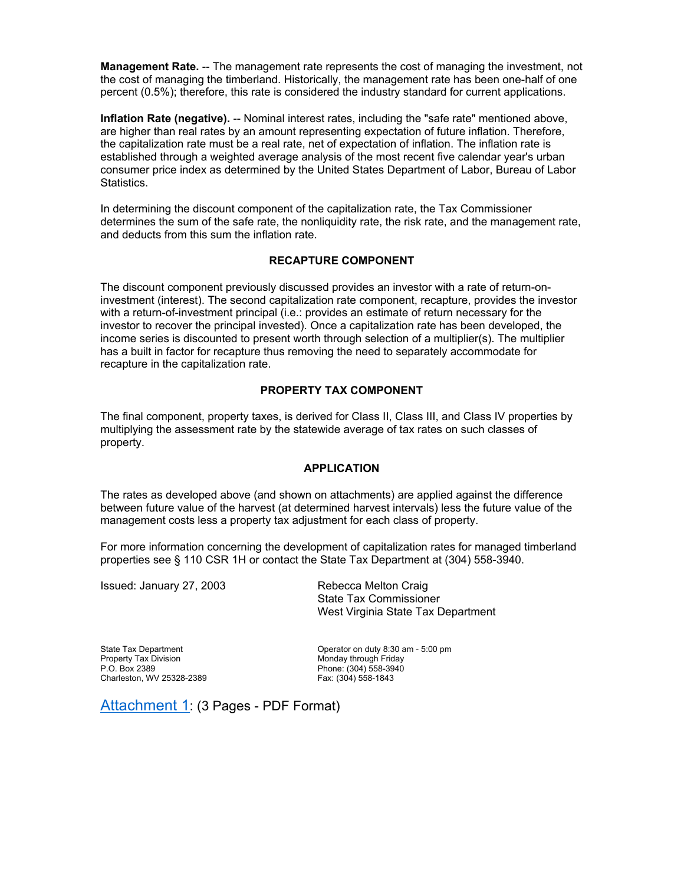**Management Rate.** -- The management rate represents the cost of managing the investment, not the cost of managing the timberland. Historically, the management rate has been one-half of one percent (0.5%); therefore, this rate is considered the industry standard for current applications.

**Inflation Rate (negative).** -- Nominal interest rates, including the "safe rate" mentioned above, are higher than real rates by an amount representing expectation of future inflation. Therefore, the capitalization rate must be a real rate, net of expectation of inflation. The inflation rate is established through a weighted average analysis of the most recent five calendar year's urban consumer price index as determined by the United States Department of Labor, Bureau of Labor Statistics.

In determining the discount component of the capitalization rate, the Tax Commissioner determines the sum of the safe rate, the nonliquidity rate, the risk rate, and the management rate, and deducts from this sum the inflation rate.

## RECAPTURE COMPONENT

The discount component previously discussed provides an investor with a rate of return-on-investment (interest). The second capitalization rate component, recapture, provides the investor with a return-of-investment principal (i.e.: provides an estimate of return necessary for the investor to recover the principal invested). Once a capitalization rate has been developed, the income series is discounted to present worth through selection of a multiplier(s). The multiplier has a built in factor for recapture thus removing the need to separately accommodate for recapture in the capitalization rate.

## PROPERTY TAX COMPONENT

The final component, property taxes, is derived for Class II, Class III, and Class IV properties by multiplying the assessment rate by the statewide average of tax rates on such classes of property.

## APPLICATION

The rates as developed above (and shown on attachments) are applied against the difference between future value of the harvest (at determined harvest intervals) less the future value of the management costs less a property tax adjustment for each class of property.

For more information concerning the development of capitalization rates for managed timberland properties see § 110 CSR 1H or contact the State Tax Department at (304) 558-3940.

Issued: January 27, 2003

Rebecca Melton Craig
State Tax Commissioner
West Virginia State Tax Department

State Tax Department
Property Tax Division
P.O. Box 2389
Charleston, WV 25328-2389

Operator on duty 8:30 am - 5:00 pm
Monday through Friday
Phone: (304) 558-3940
Fax: (304) 558-1843

Attachment 1: (3 Pages - PDF Format)